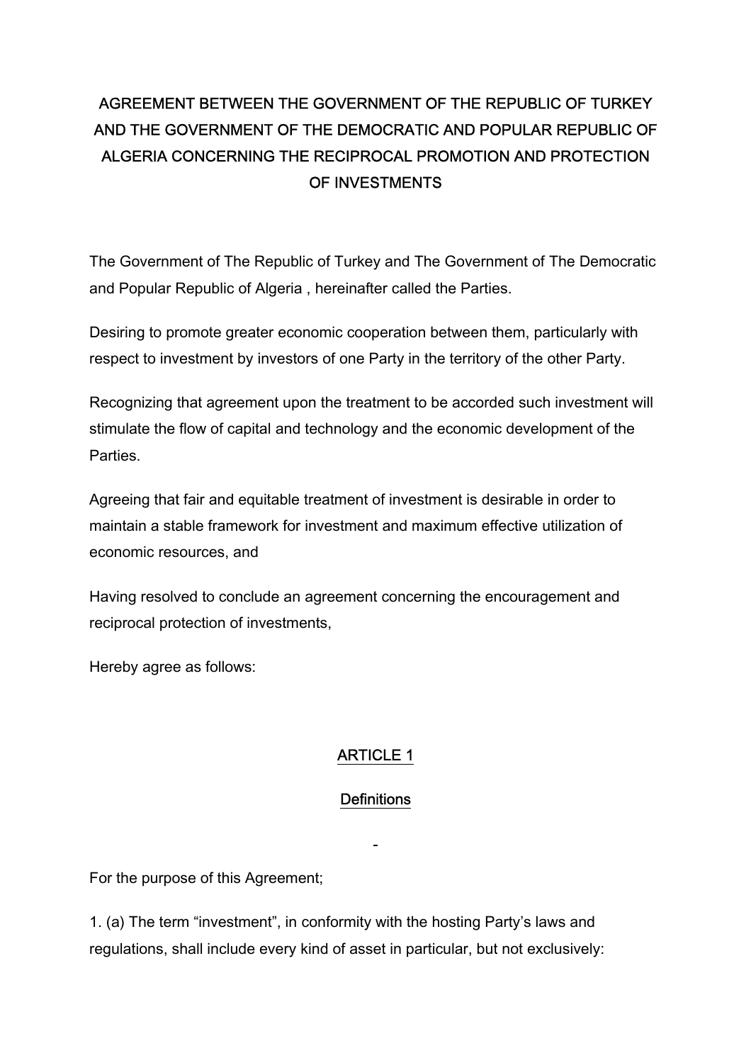# AGREEMENT BETWEEN THE GOVERNMENT OF THE REPUBLIC OF TURKEY AND THE GOVERNMENT OF THE DEMOCRATIC AND POPULAR REPUBLIC OF ALGERIA CONCERNING THE RECIPROCAL PROMOTION AND PROTECTION OF INVESTMENTS

The Government of The Republic of Turkey and The Government of The Democratic and Popular Republic of Algeria , hereinafter called the Parties.

Desiring to promote greater economic cooperation between them, particularly with respect to investment by investors of one Party in the territory of the other Party.

Recognizing that agreement upon the treatment to be accorded such investment will stimulate the flow of capital and technology and the economic development of the Parties.

Agreeing that fair and equitable treatment of investment is desirable in order to maintain a stable framework for investment and maximum effective utilization of economic resources, and

Having resolved to conclude an agreement concerning the encouragement and reciprocal protection of investments,

Hereby agree as follows:

## ARTICLE 1

## Definitions

-

For the purpose of this Agreement;

1. (a) The term “investment”, in conformity with the hosting Party’s laws and regulations, shall include every kind of asset in particular, but not exclusively: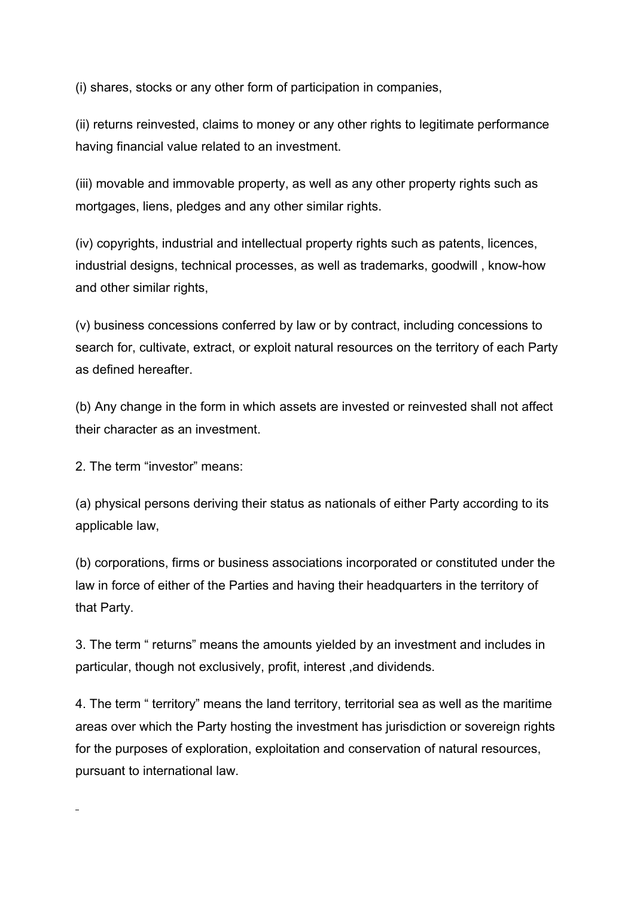(i) shares, stocks or any other form of participation in companies,

(ii) returns reinvested, claims to money or any other rights to legitimate performance having financial value related to an investment.

(iii) movable and immovable property, as well as any other property rights such as mortgages, liens, pledges and any other similar rights.

(iv) copyrights, industrial and intellectual property rights such as patents, licences, industrial designs, technical processes, as well as trademarks, goodwill , know-how and other similar rights,

(v) business concessions conferred by law or by contract, including concessions to search for, cultivate, extract, or exploit natural resources on the territory of each Party as defined hereafter.

(b) Any change in the form in which assets are invested or reinvested shall not affect their character as an investment.

2. The term “investor” means:

(a) physical persons deriving their status as nationals of either Party according to its applicable law,

(b) corporations, firms or business associations incorporated or constituted under the law in force of either of the Parties and having their headquarters in the territory of that Party.

3. The term “ returns” means the amounts yielded by an investment and includes in particular, though not exclusively, profit, interest ,and dividends.

4. The term “ territory” means the land territory, territorial sea as well as the maritime areas over which the Party hosting the investment has jurisdiction or sovereign rights for the purposes of exploration, exploitation and conservation of natural resources, pursuant to international law.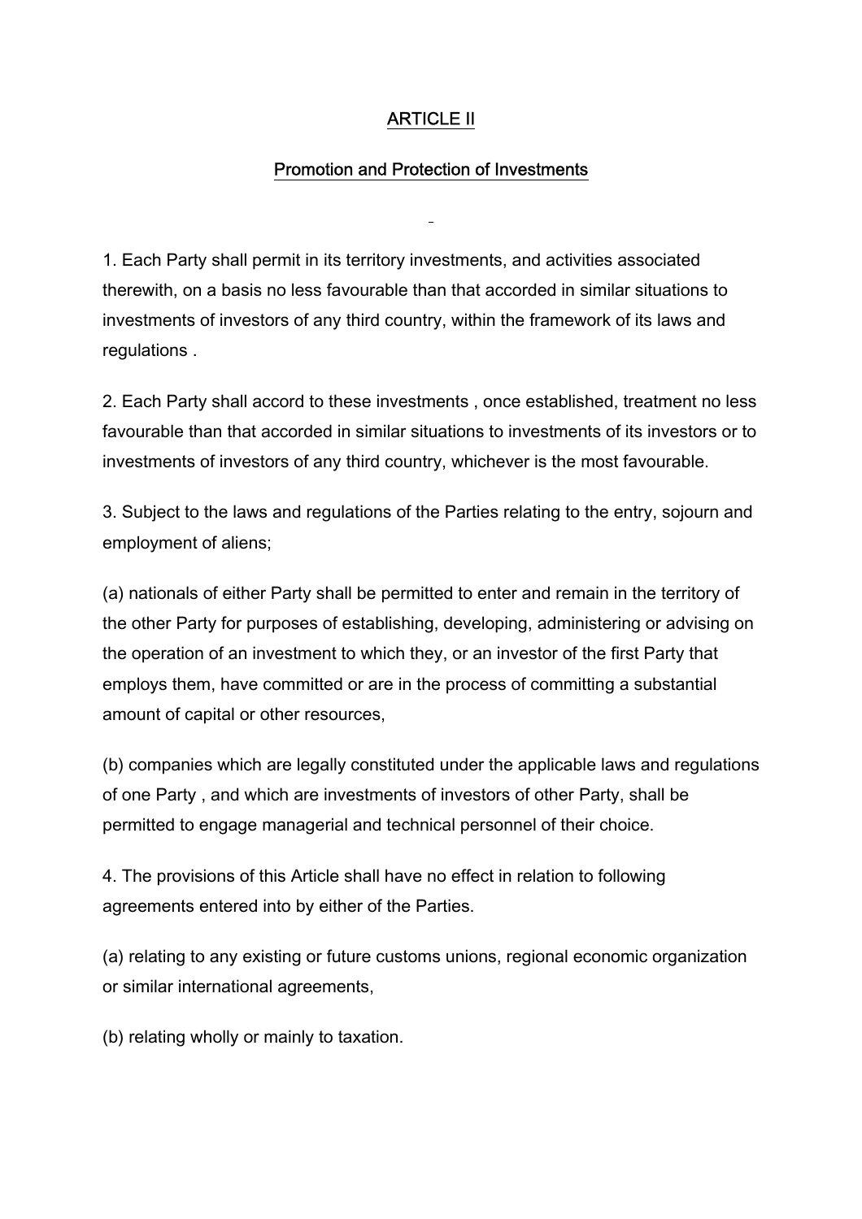## ARTICLE II

## Promotion and Protection of Investments

1. Each Party shall permit in its territory investments, and activities associated therewith, on a basis no less favourable than that accorded in similar situations to investments of investors of any third country, within the framework of its laws and regulations .

2. Each Party shall accord to these investments , once established, treatment no less favourable than that accorded in similar situations to investments of its investors or to investments of investors of any third country, whichever is the most favourable.

3. Subject to the laws and regulations of the Parties relating to the entry, sojourn and employment of aliens;

(a) nationals of either Party shall be permitted to enter and remain in the territory of the other Party for purposes of establishing, developing, administering or advising on the operation of an investment to which they, or an investor of the first Party that employs them, have committed or are in the process of committing a substantial amount of capital or other resources,

(b) companies which are legally constituted under the applicable laws and regulations of one Party , and which are investments of investors of other Party, shall be permitted to engage managerial and technical personnel of their choice.

4. The provisions of this Article shall have no effect in relation to following agreements entered into by either of the Parties.

(a) relating to any existing or future customs unions, regional economic organization or similar international agreements,

(b) relating wholly or mainly to taxation.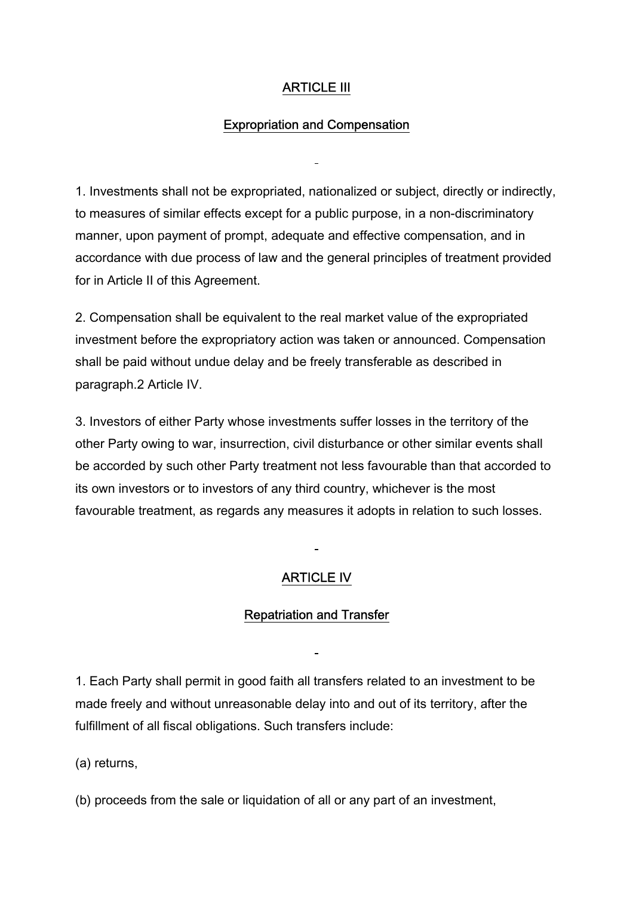## ARTICLE III

## Expropriation and Compensation

1. Investments shall not be expropriated, nationalized or subject, directly or indirectly, to measures of similar effects except for a public purpose, in a non-discriminatory manner, upon payment of prompt, adequate and effective compensation, and in accordance with due process of law and the general principles of treatment provided for in Article II of this Agreement.

2. Compensation shall be equivalent to the real market value of the expropriated investment before the expropriatory action was taken or announced. Compensation shall be paid without undue delay and be freely transferable as described in paragraph.2 Article IV.

3. Investors of either Party whose investments suffer losses in the territory of the other Party owing to war, insurrection, civil disturbance or other similar events shall be accorded by such other Party treatment not less favourable than that accorded to its own investors or to investors of any third country, whichever is the most favourable treatment, as regards any measures it adopts in relation to such losses.

## ARTICLE IV

## Repatriation and Transfer

1. Each Party shall permit in good faith all transfers related to an investment to be made freely and without unreasonable delay into and out of its territory, after the fulfillment of all fiscal obligations. Such transfers include:

(a) returns,

(b) proceeds from the sale or liquidation of all or any part of an investment,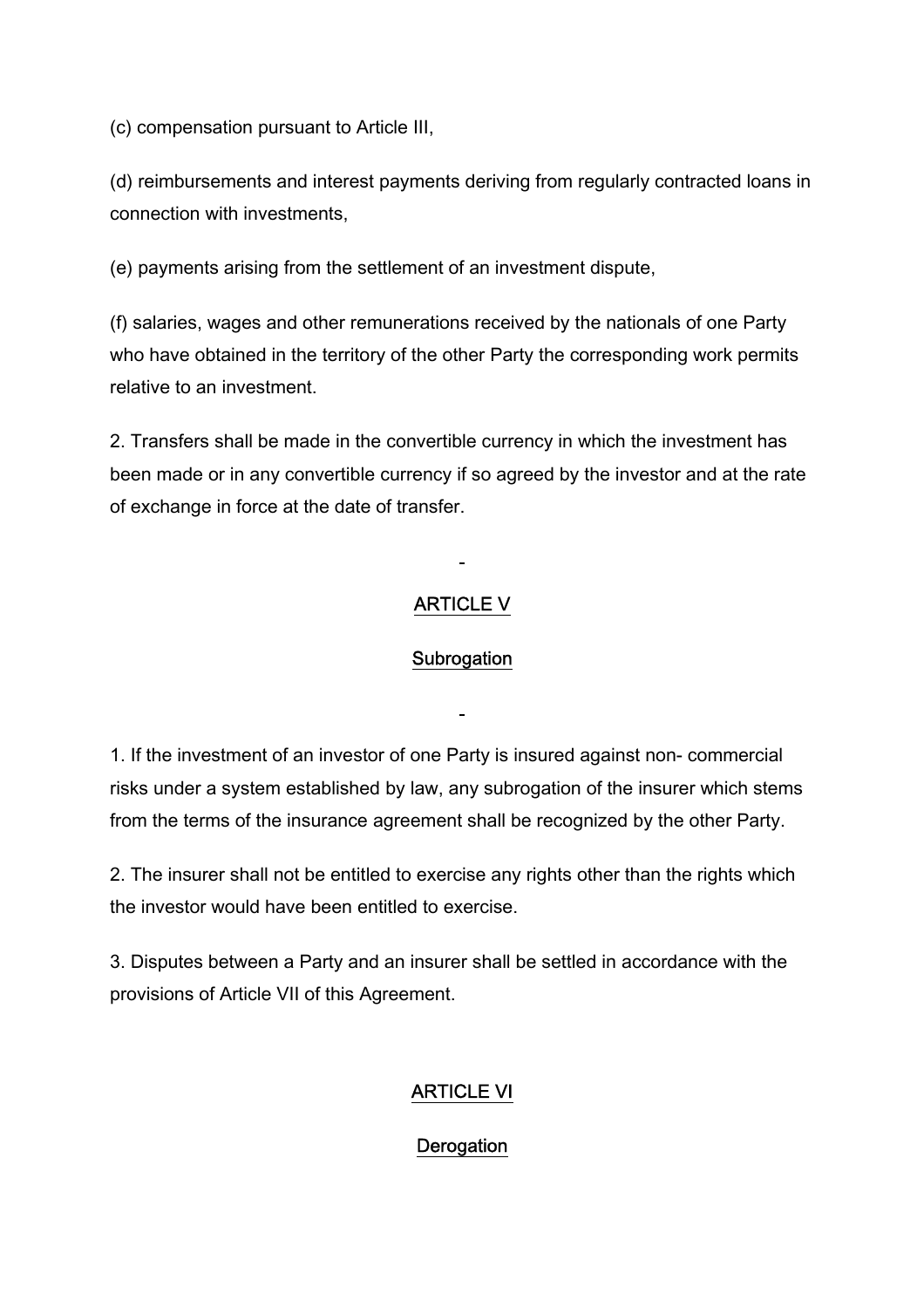(c) compensation pursuant to Article III,

(d) reimbursements and interest payments deriving from regularly contracted loans in connection with investments,

(e) payments arising from the settlement of an investment dispute,

(f) salaries, wages and other remunerations received by the nationals of one Party who have obtained in the territory of the other Party the corresponding work permits relative to an investment.

2. Transfers shall be made in the convertible currency in which the investment has been made or in any convertible currency if so agreed by the investor and at the rate of exchange in force at the date of transfer.

## ARTICLE V

## Subrogation

1. If the investment of an investor of one Party is insured against non- commercial risks under a system established by law, any subrogation of the insurer which stems from the terms of the insurance agreement shall be recognized by the other Party.

2. The insurer shall not be entitled to exercise any rights other than the rights which the investor would have been entitled to exercise.

3. Disputes between a Party and an insurer shall be settled in accordance with the provisions of Article VII of this Agreement.

## ARTICLE VI

## Derogation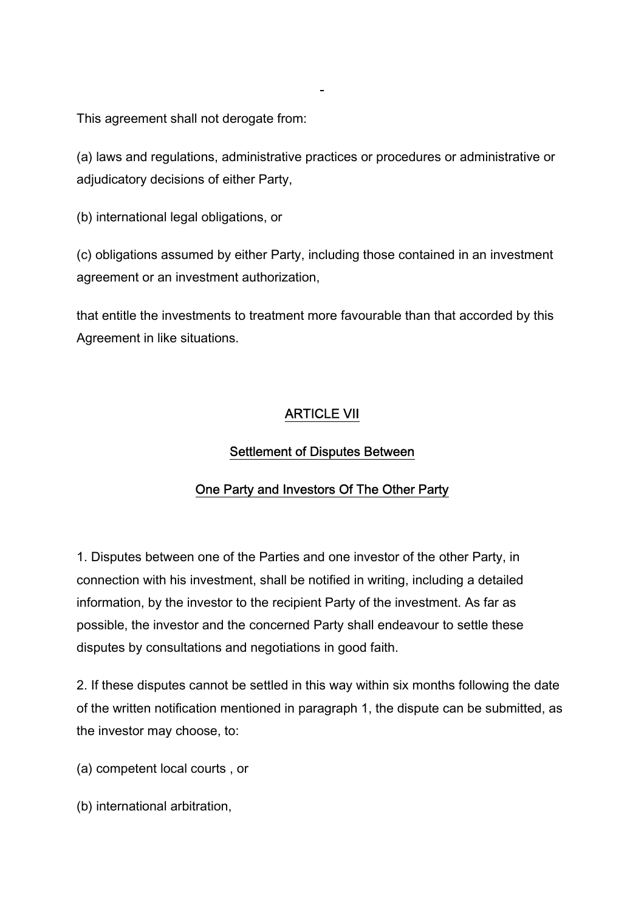This agreement shall not derogate from:

(a) laws and regulations, administrative practices or procedures or administrative or adjudicatory decisions of either Party,

(b) international legal obligations, or

(c) obligations assumed by either Party, including those contained in an investment agreement or an investment authorization,

that entitle the investments to treatment more favourable than that accorded by this Agreement in like situations.

## ARTICLE VII

### Settlement of Disputes Between

### One Party and Investors Of The Other Party

1. Disputes between one of the Parties and one investor of the other Party, in connection with his investment, shall be notified in writing, including a detailed information, by the investor to the recipient Party of the investment. As far as possible, the investor and the concerned Party shall endeavour to settle these disputes by consultations and negotiations in good faith.

2. If these disputes cannot be settled in this way within six months following the date of the written notification mentioned in paragraph 1, the dispute can be submitted, as the investor may choose, to:

(a) competent local courts , or

(b) international arbitration,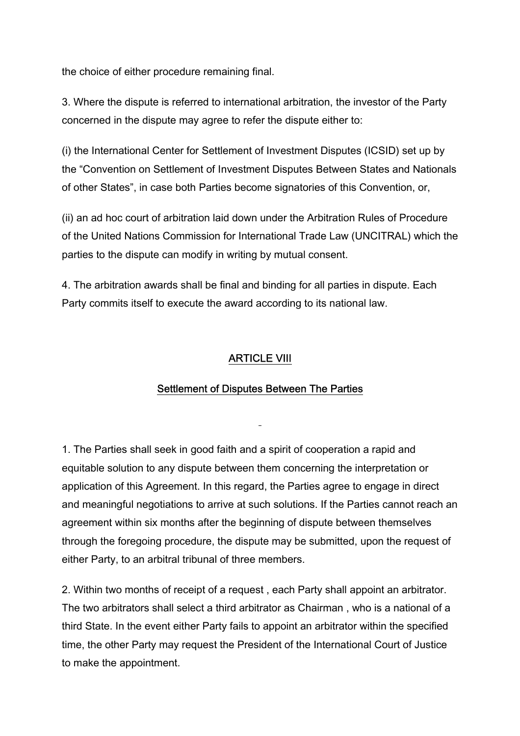the choice of either procedure remaining final.

3. Where the dispute is referred to international arbitration, the investor of the Party concerned in the dispute may agree to refer the dispute either to:

(i) the International Center for Settlement of Investment Disputes (ICSID) set up by the "Convention on Settlement of Investment Disputes Between States and Nationals of other States", in case both Parties become signatories of this Convention, or,

(ii) an ad hoc court of arbitration laid down under the Arbitration Rules of Procedure of the United Nations Commission for International Trade Law (UNCITRAL) which the parties to the dispute can modify in writing by mutual consent.

4. The arbitration awards shall be final and binding for all parties in dispute. Each Party commits itself to execute the award according to its national law.

## ARTICLE VIII

### Settlement of Disputes Between The Parties

1. The Parties shall seek in good faith and a spirit of cooperation a rapid and equitable solution to any dispute between them concerning the interpretation or application of this Agreement. In this regard, the Parties agree to engage in direct and meaningful negotiations to arrive at such solutions. If the Parties cannot reach an agreement within six months after the beginning of dispute between themselves through the foregoing procedure, the dispute may be submitted, upon the request of either Party, to an arbitral tribunal of three members.

2. Within two months of receipt of a request , each Party shall appoint an arbitrator. The two arbitrators shall select a third arbitrator as Chairman , who is a national of a third State. In the event either Party fails to appoint an arbitrator within the specified time, the other Party may request the President of the International Court of Justice to make the appointment.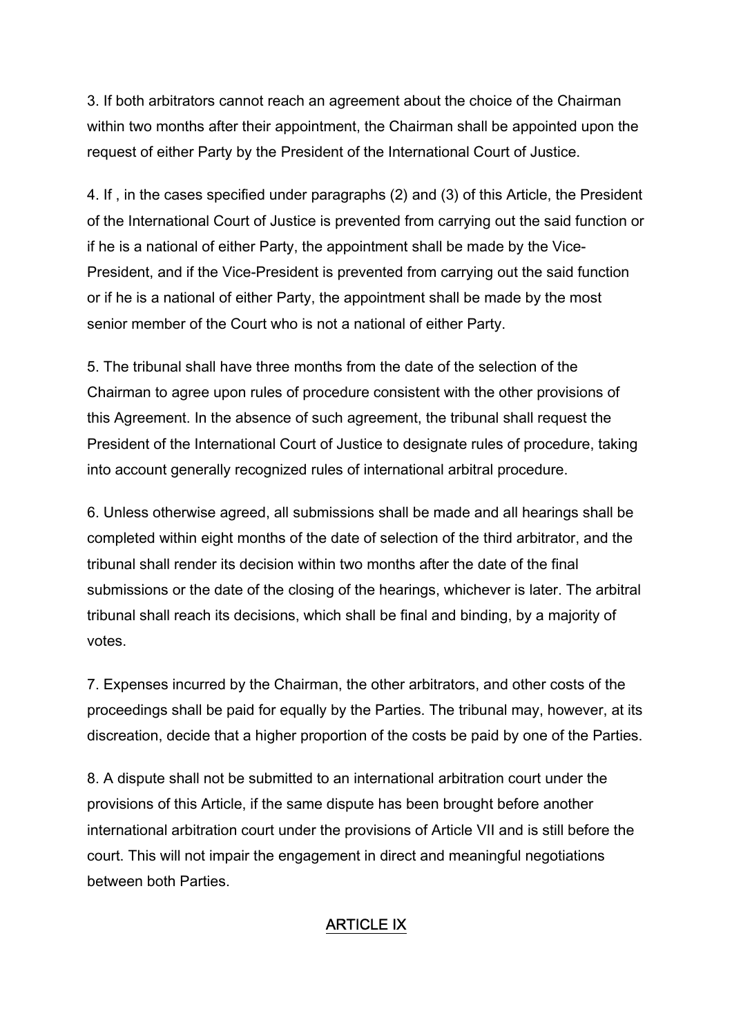3. If both arbitrators cannot reach an agreement about the choice of the Chairman within two months after their appointment, the Chairman shall be appointed upon the request of either Party by the President of the International Court of Justice.

4. If , in the cases specified under paragraphs (2) and (3) of this Article, the President of the International Court of Justice is prevented from carrying out the said function or if he is a national of either Party, the appointment shall be made by the Vice-President, and if the Vice-President is prevented from carrying out the said function or if he is a national of either Party, the appointment shall be made by the most senior member of the Court who is not a national of either Party.

5. The tribunal shall have three months from the date of the selection of the Chairman to agree upon rules of procedure consistent with the other provisions of this Agreement. In the absence of such agreement, the tribunal shall request the President of the International Court of Justice to designate rules of procedure, taking into account generally recognized rules of international arbitral procedure.

6. Unless otherwise agreed, all submissions shall be made and all hearings shall be completed within eight months of the date of selection of the third arbitrator, and the tribunal shall render its decision within two months after the date of the final submissions or the date of the closing of the hearings, whichever is later. The arbitral tribunal shall reach its decisions, which shall be final and binding, by a majority of votes.

7. Expenses incurred by the Chairman, the other arbitrators, and other costs of the proceedings shall be paid for equally by the Parties. The tribunal may, however, at its discreation, decide that a higher proportion of the costs be paid by one of the Parties.

8. A dispute shall not be submitted to an international arbitration court under the provisions of this Article, if the same dispute has been brought before another international arbitration court under the provisions of Article VII and is still before the court. This will not impair the engagement in direct and meaningful negotiations between both Parties.

## ARTICLE IX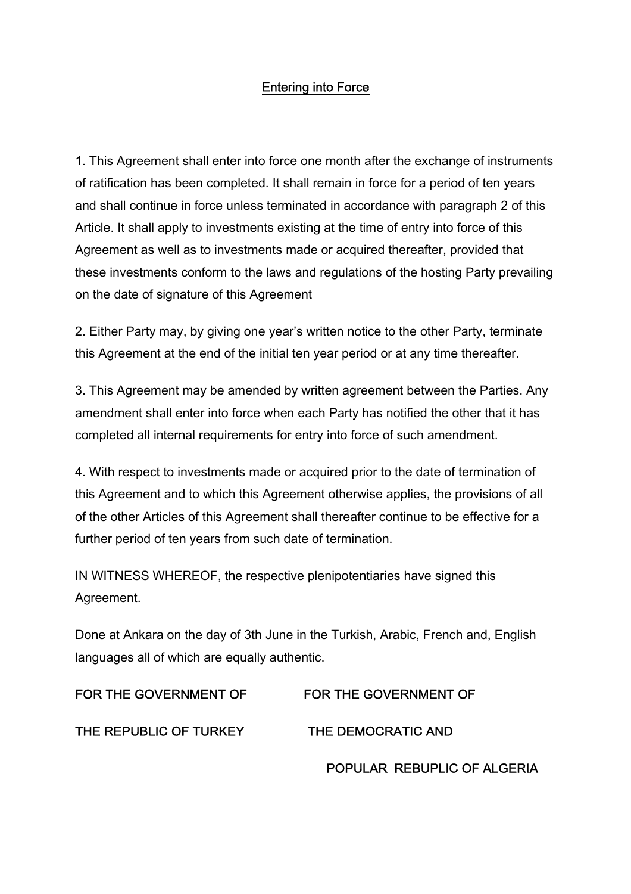## Entering into Force

1. This Agreement shall enter into force one month after the exchange of instruments of ratification has been completed. It shall remain in force for a period of ten years and shall continue in force unless terminated in accordance with paragraph 2 of this Article. It shall apply to investments existing at the time of entry into force of this Agreement as well as to investments made or acquired thereafter, provided that these investments conform to the laws and regulations of the hosting Party prevailing on the date of signature of this Agreement

2. Either Party may, by giving one year's written notice to the other Party, terminate this Agreement at the end of the initial ten year period or at any time thereafter.

3. This Agreement may be amended by written agreement between the Parties. Any amendment shall enter into force when each Party has notified the other that it has completed all internal requirements for entry into force of such amendment.

4. With respect to investments made or acquired prior to the date of termination of this Agreement and to which this Agreement otherwise applies, the provisions of all of the other Articles of this Agreement shall thereafter continue to be effective for a further period of ten years from such date of termination.

IN WITNESS WHEREOF, the respective plenipotentiaries have signed this Agreement.

Done at Ankara on the day of 3th June in the Turkish, Arabic, French and, English languages all of which are equally authentic.

FOR THE GOVERNMENT OF THE REPUBLIC OF TURKEY

FOR THE GOVERNMENT OF THE DEMOCRATIC AND POPULAR REBUPLIC OF ALGERIA